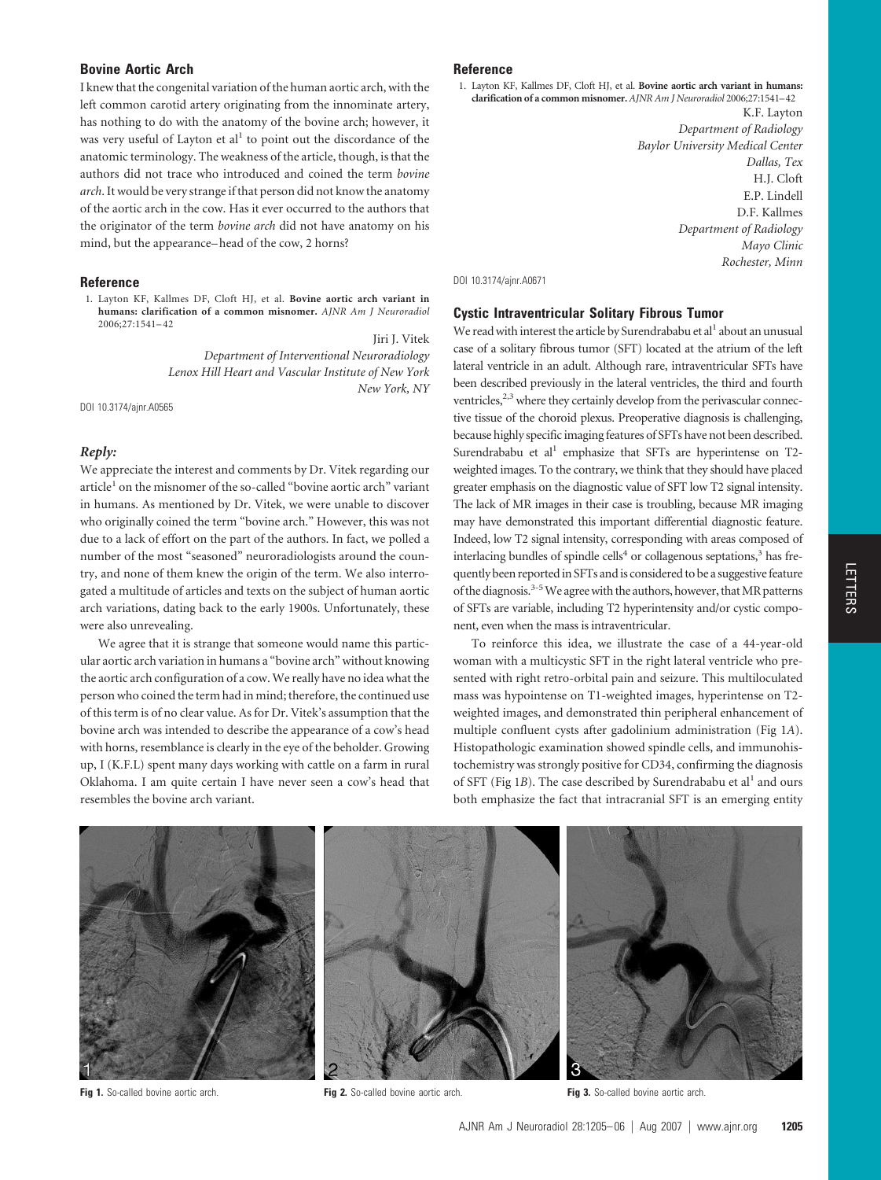## Bovine Aortic Arch

I knew that the congenital variation of the human aortic arch, with the left common carotid artery originating from the innominate artery, has nothing to do with the anatomy of the bovine arch; however, it was very useful of Layton et al[1] to point out the discordance of the anatomic terminology. The weakness of the article, though, is that the authors did not trace who introduced and coined the term *bovine arch*. It would be very strange if that person did not know the anatomy of the aortic arch in the cow. Has it ever occurred to the authors that the originator of the term *bovine arch* did not have anatomy on his mind, but the appearance–head of the cow, 2 horns?

### Reference

1. Layton KF, Kallmes DF, Cloft HJ, et al. **Bovine aortic arch variant in humans: clarification of a common misnomer.** *AJNR Am J Neuroradiol* 2006;27:1541–42

Jiri J. Vitek
*Department of Interventional Neuroradiology*
*Lenox Hill Heart and Vascular Institute of New York*
*New York, NY*

DOI 10.3174/ajnr.A0565

### *Reply:*

We appreciate the interest and comments by Dr. Vitek regarding our article[1] on the misnomer of the so-called "bovine aortic arch" variant in humans. As mentioned by Dr. Vitek, we were unable to discover who originally coined the term "bovine arch." However, this was not due to a lack of effort on the part of the authors. In fact, we polled a number of the most "seasoned" neuroradiologists around the country, and none of them knew the origin of the term. We also interrogated a multitude of articles and texts on the subject of human aortic arch variations, dating back to the early 1900s. Unfortunately, these were also unrevealing.

We agree that it is strange that someone would name this particular aortic arch variation in humans a "bovine arch" without knowing the aortic arch configuration of a cow. We really have no idea what the person who coined the term had in mind; therefore, the continued use of this term is of no clear value. As for Dr. Vitek's assumption that the bovine arch was intended to describe the appearance of a cow's head with horns, resemblance is clearly in the eye of the beholder. Growing up, I (K.F.L) spent many days working with cattle on a farm in rural Oklahoma. I am quite certain I have never seen a cow's head that resembles the bovine arch variant.

### Reference

1. Layton KF, Kallmes DF, Cloft HJ, et al. **Bovine aortic arch variant in humans: clarification of a common misnomer.** *AJNR Am J Neuroradiol* 2006;27:1541–42

K.F. Layton
*Department of Radiology*
*Baylor University Medical Center*
*Dallas, Tex*
H.J. Cloft
E.P. Lindell
D.F. Kallmes
*Department of Radiology*
*Mayo Clinic*
*Rochester, Minn*

DOI 10.3174/ajnr.A0671

## Cystic Intraventricular Solitary Fibrous Tumor

We read with interest the article by Surendrababu et al[1] about an unusual case of a solitary fibrous tumor (SFT) located at the atrium of the left lateral ventricle in an adult. Although rare, intraventricular SFTs have been described previously in the lateral ventricles, the third and fourth ventricles,[2,3] where they certainly develop from the perivascular connective tissue of the choroid plexus. Preoperative diagnosis is challenging, because highly specific imaging features of SFTs have not been described. Surendrababu et al[1] emphasize that SFTs are hyperintense on T2-weighted images. To the contrary, we think that they should have placed greater emphasis on the diagnostic value of SFT low T2 signal intensity. The lack of MR images in their case is troubling, because MR imaging may have demonstrated this important differential diagnostic feature. Indeed, low T2 signal intensity, corresponding with areas composed of interlacing bundles of spindle cells[4] or collagenous septations,[3] has frequently been reported in SFTs and is considered to be a suggestive feature of the diagnosis.[3-5] We agree with the authors, however, that MR patterns of SFTs are variable, including T2 hyperintensity and/or cystic component, even when the mass is intraventricular.

To reinforce this idea, we illustrate the case of a 44-year-old woman with a multicystic SFT in the right lateral ventricle who presented with right retro-orbital pain and seizure. This multiloculated mass was hypointense on T1-weighted images, hyperintense on T2-weighted images, and demonstrated thin peripheral enhancement of multiple confluent cysts after gadolinium administration (Fig 1*A*). Histopathologic examination showed spindle cells, and immunohistochemistry was strongly positive for CD34, confirming the diagnosis of SFT (Fig 1*B*). The case described by Surendrababu et al[1] and ours both emphasize the fact that intracranial SFT is an emerging entity

**Fig 1.** So-called bovine aortic arch.

**Fig 2.** So-called bovine aortic arch.

**Fig 3.** So-called bovine aortic arch.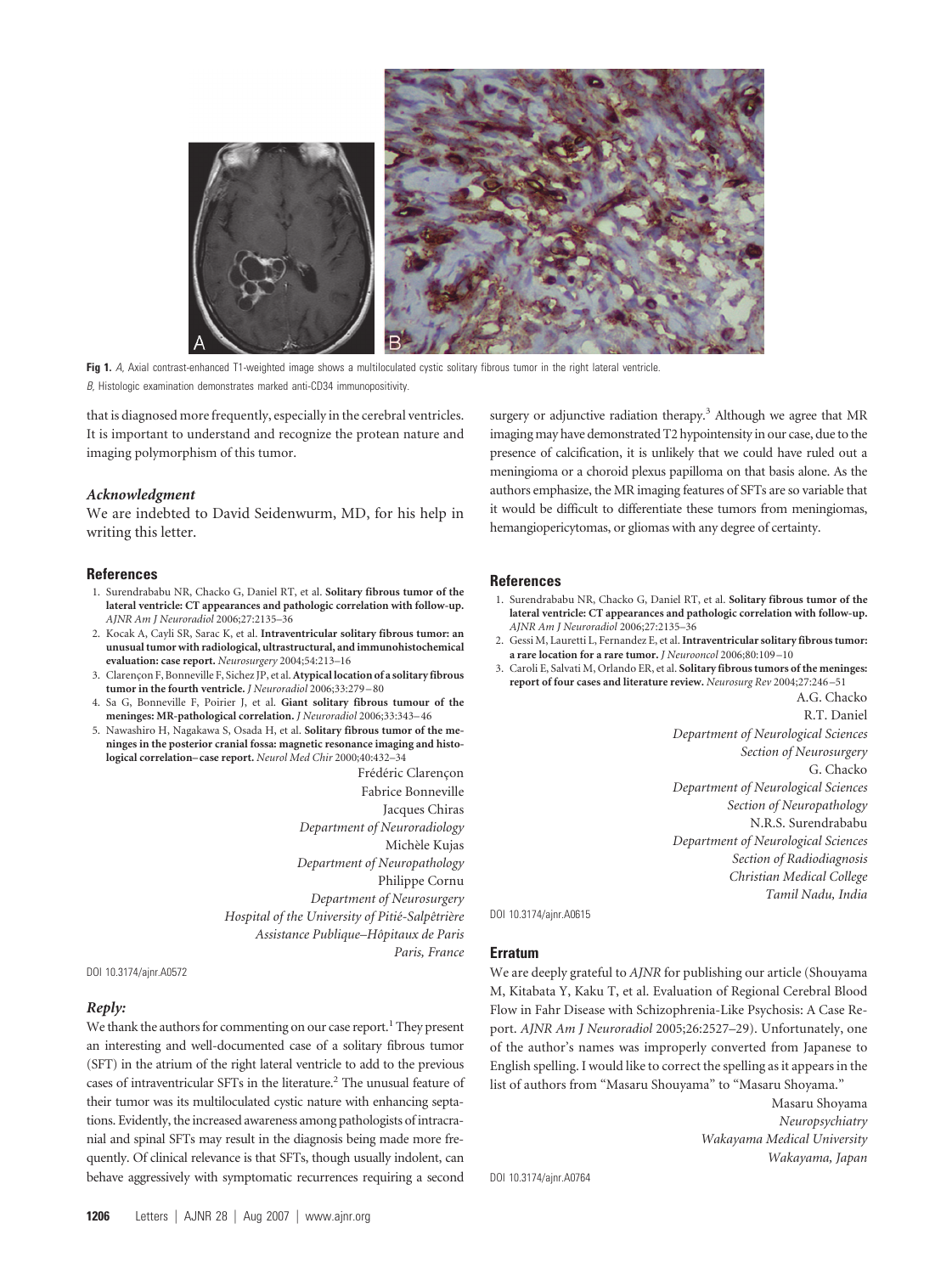**Fig 1.** *A*, Axial contrast-enhanced T1-weighted image shows a multiloculated cystic solitary fibrous tumor in the right lateral ventricle. *B*, Histologic examination demonstrates marked anti-CD34 immunopositivity.

that is diagnosed more frequently, especially in the cerebral ventricles. It is important to understand and recognize the protean nature and imaging polymorphism of this tumor.

### *Acknowledgment*

We are indebted to David Seidenwurm, MD, for his help in writing this letter.

### References

1. Surendrababu NR, Chacko G, Daniel RT, et al. **Solitary fibrous tumor of the lateral ventricle: CT appearances and pathologic correlation with follow-up.** *AJNR Am J Neuroradiol* 2006;27:2135–36
2. Kocak A, Cayli SR, Sarac K, et al. **Intraventricular solitary fibrous tumor: an unusual tumor with radiological, ultrastructural, and immunohistochemical evaluation: case report.** *Neurosurgery* 2004;54:213–16
3. Clarençon F, Bonneville F, Sichez JP, et al. **Atypical location of a solitary fibrous tumor in the fourth ventricle.** *J Neuroradiol* 2006;33:279–80
4. Sa G, Bonneville F, Poirier J, et al. **Giant solitary fibrous tumour of the meninges: MR-pathological correlation.** *J Neuroradiol* 2006;33:343–46
5. Nawashiro H, Nagakawa S, Osada H, et al. **Solitary fibrous tumor of the meninges in the posterior cranial fossa: magnetic resonance imaging and histological correlation–case report.** *Neurol Med Chir* 2000;40:432–34

Frédéric Clarençon
Fabrice Bonneville
Jacques Chiras
*Department of Neuroradiology*
Michèle Kujas
*Department of Neuropathology*
Philippe Cornu
*Department of Neurosurgery*
*Hospital of the University of Pitié-Salpêtrière*
*Assistance Publique–Hôpitaux de Paris*
*Paris, France*

DOI 10.3174/ajnr.A0572

### *Reply:*

We thank the authors for commenting on our case report.[1] They present an interesting and well-documented case of a solitary fibrous tumor (SFT) in the atrium of the right lateral ventricle to add to the previous cases of intraventricular SFTs in the literature.[2] The unusual feature of their tumor was its multiloculated cystic nature with enhancing septations. Evidently, the increased awareness among pathologists of intracranial and spinal SFTs may result in the diagnosis being made more frequently. Of clinical relevance is that SFTs, though usually indolent, can behave aggressively with symptomatic recurrences requiring a second surgery or adjunctive radiation therapy.[3] Although we agree that MR imaging may have demonstrated T2 hypointensity in our case, due to the presence of calcification, it is unlikely that we could have ruled out a meningioma or a choroid plexus papilloma on that basis alone. As the authors emphasize, the MR imaging features of SFTs are so variable that it would be difficult to differentiate these tumors from meningiomas, hemangiopericytomas, or gliomas with any degree of certainty.

### References

1. Surendrababu NR, Chacko G, Daniel RT, et al. **Solitary fibrous tumor of the lateral ventricle: CT appearances and pathologic correlation with follow-up.** *AJNR Am J Neuroradiol* 2006;27:2135–36
2. Gessi M, Lauretti L, Fernandez E, et al. **Intraventricular solitary fibrous tumor: a rare location for a rare tumor.** *J Neurooncol* 2006;80:109–10
3. Caroli E, Salvati M, Orlando ER, et al. **Solitary fibrous tumors of the meninges: report of four cases and literature review.** *Neurosurg Rev* 2004;27:246–51

A.G. Chacko
R.T. Daniel
*Department of Neurological Sciences*
*Section of Neurosurgery*
G. Chacko
*Department of Neurological Sciences*
*Section of Neuropathology*
N.R.S. Surendrababu
*Department of Neurological Sciences*
*Section of Radiodiagnosis*
*Christian Medical College*
*Tamil Nadu, India*

DOI 10.3174/ajnr.A0615

### Erratum

We are deeply grateful to *AJNR* for publishing our article (Shouyama M, Kitabata Y, Kaku T, et al. Evaluation of Regional Cerebral Blood Flow in Fahr Disease with Schizophrenia-Like Psychosis: A Case Report. *AJNR Am J Neuroradiol* 2005;26:2527–29). Unfortunately, one of the author's names was improperly converted from Japanese to English spelling. I would like to correct the spelling as it appears in the list of authors from "Masaru Shouyama" to "Masaru Shoyama."

Masaru Shoyama
*Neuropsychiatry*
*Wakayama Medical University*
*Wakayama, Japan*

DOI 10.3174/ajnr.A0764